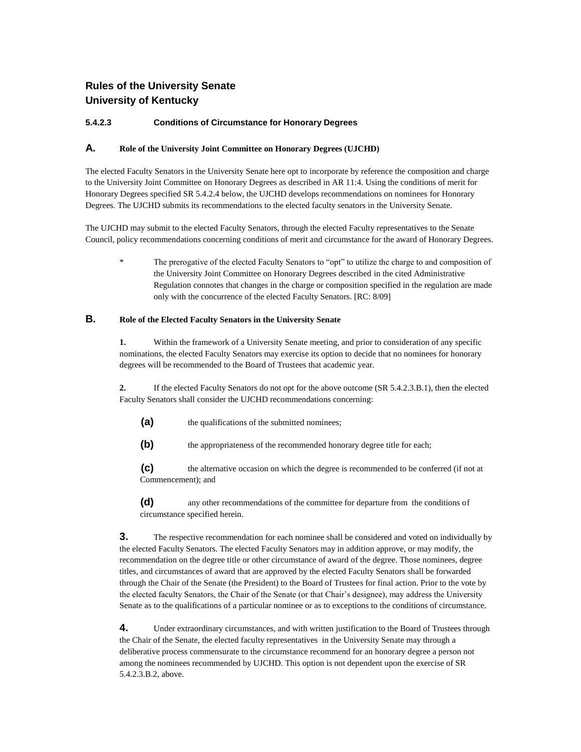# Rules of the University Senate
# University of Kentucky

### 5.4.2.3 Conditions of Circumstance for Honorary Degrees

#### A. Role of the University Joint Committee on Honorary Degrees (UJCHD)

The elected Faculty Senators in the University Senate here opt to incorporate by reference the composition and charge to the University Joint Committee on Honorary Degrees as described in AR 11:4. Using the conditions of merit for Honorary Degrees specified SR 5.4.2.4 below, the UJCHD develops recommendations on nominees for Honorary Degrees. The UJCHD submits its recommendations to the elected faculty senators in the University Senate.

The UJCHD may submit to the elected Faculty Senators, through the elected Faculty representatives to the Senate Council, policy recommendations concerning conditions of merit and circumstance for the award of Honorary Degrees.

> * The prerogative of the elected Faculty Senators to "opt" to utilize the charge to and composition of the University Joint Committee on Honorary Degrees described in the cited Administrative Regulation connotes that changes in the charge or composition specified in the regulation are made only with the concurrence of the elected Faculty Senators. [RC: 8/09]

#### B. Role of the Elected Faculty Senators in the University Senate

**1.** Within the framework of a University Senate meeting, and prior to consideration of any specific nominations, the elected Faculty Senators may exercise its option to decide that no nominees for honorary degrees will be recommended to the Board of Trustees that academic year.

**2.** If the elected Faculty Senators do not opt for the above outcome (SR 5.4.2.3.B.1), then the elected Faculty Senators shall consider the UJCHD recommendations concerning:

**(a)** the qualifications of the submitted nominees;

**(b)** the appropriateness of the recommended honorary degree title for each;

**(c)** the alternative occasion on which the degree is recommended to be conferred (if not at Commencement); and

**(d)** any other recommendations of the committee for departure from the conditions of circumstance specified herein.

**3.** The respective recommendation for each nominee shall be considered and voted on individually by the elected Faculty Senators. The elected Faculty Senators may in addition approve, or may modify, the recommendation on the degree title or other circumstance of award of the degree. Those nominees, degree titles, and circumstances of award that are approved by the elected Faculty Senators shall be forwarded through the Chair of the Senate (the President) to the Board of Trustees for final action. Prior to the vote by the elected faculty Senators, the Chair of the Senate (or that Chair's designee), may address the University Senate as to the qualifications of a particular nominee or as to exceptions to the conditions of circumstance.

**4.** Under extraordinary circumstances, and with written justification to the Board of Trustees through the Chair of the Senate, the elected faculty representatives in the University Senate may through a deliberative process commensurate to the circumstance recommend for an honorary degree a person not among the nominees recommended by UJCHD. This option is not dependent upon the exercise of SR 5.4.2.3.B.2, above.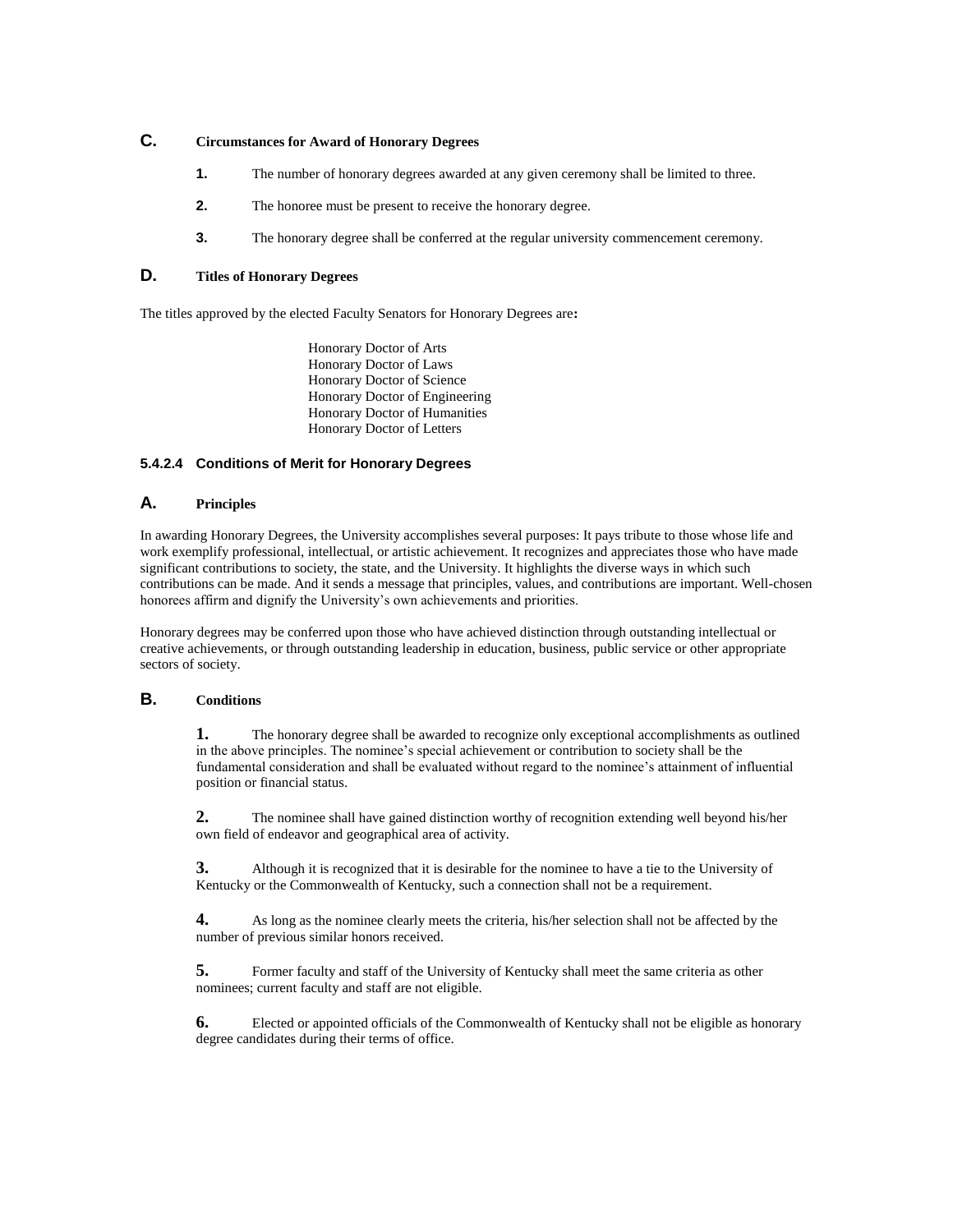## C. Circumstances for Award of Honorary Degrees

1. The number of honorary degrees awarded at any given ceremony shall be limited to three.
2. The honoree must be present to receive the honorary degree.
3. The honorary degree shall be conferred at the regular university commencement ceremony.

## D. Titles of Honorary Degrees

The titles approved by the elected Faculty Senators for Honorary Degrees are**:**

Honorary Doctor of Arts
Honorary Doctor of Laws
Honorary Doctor of Science
Honorary Doctor of Engineering
Honorary Doctor of Humanities
Honorary Doctor of Letters

### 5.4.2.4 Conditions of Merit for Honorary Degrees

## A. Principles

In awarding Honorary Degrees, the University accomplishes several purposes: It pays tribute to those whose life and work exemplify professional, intellectual, or artistic achievement. It recognizes and appreciates those who have made significant contributions to society, the state, and the University. It highlights the diverse ways in which such contributions can be made. And it sends a message that principles, values, and contributions are important. Well-chosen honorees affirm and dignify the University's own achievements and priorities.

Honorary degrees may be conferred upon those who have achieved distinction through outstanding intellectual or creative achievements, or through outstanding leadership in education, business, public service or other appropriate sectors of society.

## B. Conditions

**1.** The honorary degree shall be awarded to recognize only exceptional accomplishments as outlined in the above principles. The nominee's special achievement or contribution to society shall be the fundamental consideration and shall be evaluated without regard to the nominee's attainment of influential position or financial status.

**2.** The nominee shall have gained distinction worthy of recognition extending well beyond his/her own field of endeavor and geographical area of activity.

**3.** Although it is recognized that it is desirable for the nominee to have a tie to the University of Kentucky or the Commonwealth of Kentucky, such a connection shall not be a requirement.

**4.** As long as the nominee clearly meets the criteria, his/her selection shall not be affected by the number of previous similar honors received.

**5.** Former faculty and staff of the University of Kentucky shall meet the same criteria as other nominees; current faculty and staff are not eligible.

**6.** Elected or appointed officials of the Commonwealth of Kentucky shall not be eligible as honorary degree candidates during their terms of office.